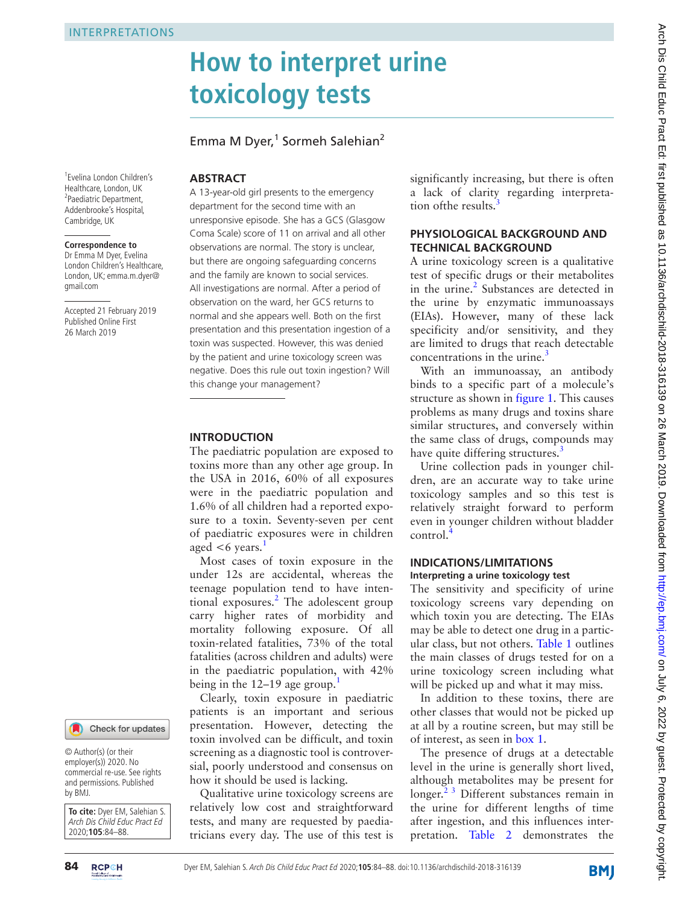INTERPRETATIONS

# How to interpret urine toxicology tests

Emma M Dyer,[1] Sormeh Salehian[2]

[1]Evelina London Children's Healthcare, London, UK
[2]Paediatric Department, Addenbrooke's Hospital, Cambridge, UK

**Correspondence to**
Dr Emma M Dyer, Evelina London Children's Healthcare, London, UK; emma.m.dyer@gmail.com

Accepted 21 February 2019
Published Online First 26 March 2019

© Author(s) (or their employer(s)) 2020. No commercial re-use. See rights and permissions. Published by BMJ.

**To cite:** Dyer EM, Salehian S. *Arch Dis Child Educ Pract Ed* 2020;**105**:84–88.

## ABSTRACT

A 13-year-old girl presents to the emergency department for the second time with an unresponsive episode. She has a GCS (Glasgow Coma Scale) score of 11 on arrival and all other observations are normal. The story is unclear, but there are ongoing safeguarding concerns and the family are known to social services. All investigations are normal. After a period of observation on the ward, her GCS returns to normal and she appears well. Both on the first presentation and this presentation ingestion of a toxin was suspected. However, this was denied by the patient and urine toxicology screen was negative. Does this rule out toxin ingestion? Will this change your management?

## INTRODUCTION

The paediatric population are exposed to toxins more than any other age group. In the USA in 2016, 60% of all exposures were in the paediatric population and 1.6% of all children had a reported exposure to a toxin. Seventy-seven per cent of paediatric exposures were in children aged <6 years.[1]

Most cases of toxin exposure in the under 12s are accidental, whereas the teenage population tend to have intentional exposures.[2] The adolescent group carry higher rates of morbidity and mortality following exposure. Of all toxin-related fatalities, 73% of the total fatalities (across children and adults) were in the paediatric population, with 42% being in the 12–19 age group.[1]

Clearly, toxin exposure in paediatric patients is an important and serious presentation. However, detecting the toxin involved can be difficult, and toxin screening as a diagnostic tool is controversial, poorly understood and consensus on how it should be used is lacking.

Qualitative urine toxicology screens are relatively low cost and straightforward tests, and many are requested by paediatricians every day. The use of this test is significantly increasing, but there is often a lack of clarity regarding interpretation ofthe results.[3]

## PHYSIOLOGICAL BACKGROUND AND TECHNICAL BACKGROUND

A urine toxicology screen is a qualitative test of specific drugs or their metabolites in the urine.[2] Substances are detected in the urine by enzymatic immunoassays (EIAs). However, many of these lack specificity and/or sensitivity, and they are limited to drugs that reach detectable concentrations in the urine.[3]

With an immunoassay, an antibody binds to a specific part of a molecule's structure as shown in figure 1. This causes problems as many drugs and toxins share similar structures, and conversely within the same class of drugs, compounds may have quite differing structures.[3]

Urine collection pads in younger children, are an accurate way to take urine toxicology samples and so this test is relatively straight forward to perform even in younger children without bladder control.[4]

## INDICATIONS/LIMITATIONS

### Interpreting a urine toxicology test

The sensitivity and specificity of urine toxicology screens vary depending on which toxin you are detecting. The EIAs may be able to detect one drug in a particular class, but not others. Table 1 outlines the main classes of drugs tested for on a urine toxicology screen including what will be picked up and what it may miss.

In addition to these toxins, there are other classes that would not be picked up at all by a routine screen, but may still be of interest, as seen in box 1.

The presence of drugs at a detectable level in the urine is generally short lived, although metabolites may be present for longer.[2,3] Different substances remain in the urine for different lengths of time after ingestion, and this influences interpretation. Table 2 demonstrates the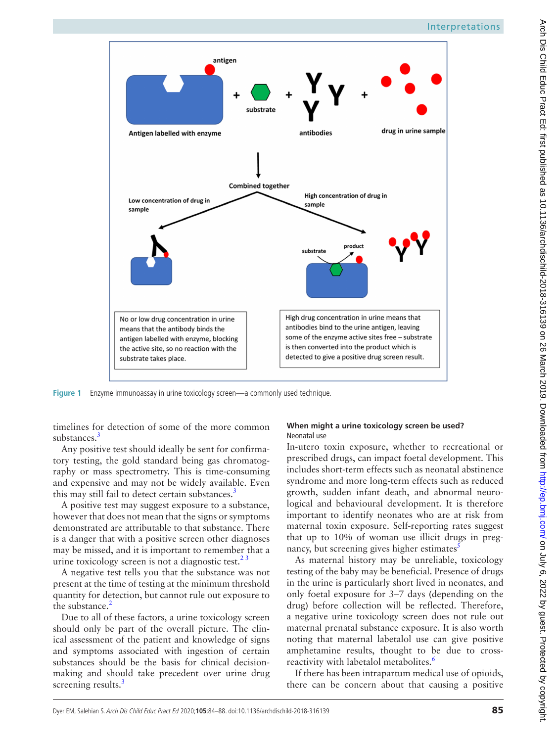Figure 1 Enzyme immunoassay in urine toxicology screen—a commonly used technique.

timelines for detection of some of the more common substances.[3]

Any positive test should ideally be sent for confirmatory testing, the gold standard being gas chromatography or mass spectrometry. This is time-consuming and expensive and may not be widely available. Even this may still fail to detect certain substances.[3]

A positive test may suggest exposure to a substance, however that does not mean that the signs or symptoms demonstrated are attributable to that substance. There is a danger that with a positive screen other diagnoses may be missed, and it is important to remember that a urine toxicology screen is not a diagnostic test.[2,3]

A negative test tells you that the substance was not present at the time of testing at the minimum threshold quantity for detection, but cannot rule out exposure to the substance.[2]

Due to all of these factors, a urine toxicology screen should only be part of the overall picture. The clinical assessment of the patient and knowledge of signs and symptoms associated with ingestion of certain substances should be the basis for clinical decision-making and should take precedent over urine drug screening results.[3]

### When might a urine toxicology screen be used?

#### Neonatal use

In-utero toxin exposure, whether to recreational or prescribed drugs, can impact foetal development. This includes short-term effects such as neonatal abstinence syndrome and more long-term effects such as reduced growth, sudden infant death, and abnormal neurological and behavioural development. It is therefore important to identify neonates who are at risk from maternal toxin exposure. Self-reporting rates suggest that up to 10% of woman use illicit drugs in pregnancy, but screening gives higher estimates[5]

As maternal history may be unreliable, toxicology testing of the baby may be beneficial. Presence of drugs in the urine is particularly short lived in neonates, and only foetal exposure for 3–7 days (depending on the drug) before collection will be reflected. Therefore, a negative urine toxicology screen does not rule out maternal prenatal substance exposure. It is also worth noting that maternal labetalol use can give positive amphetamine results, thought to be due to cross-reactivity with labetalol metabolites.[6]

If there has been intrapartum medical use of opioids, there can be concern about that causing a positive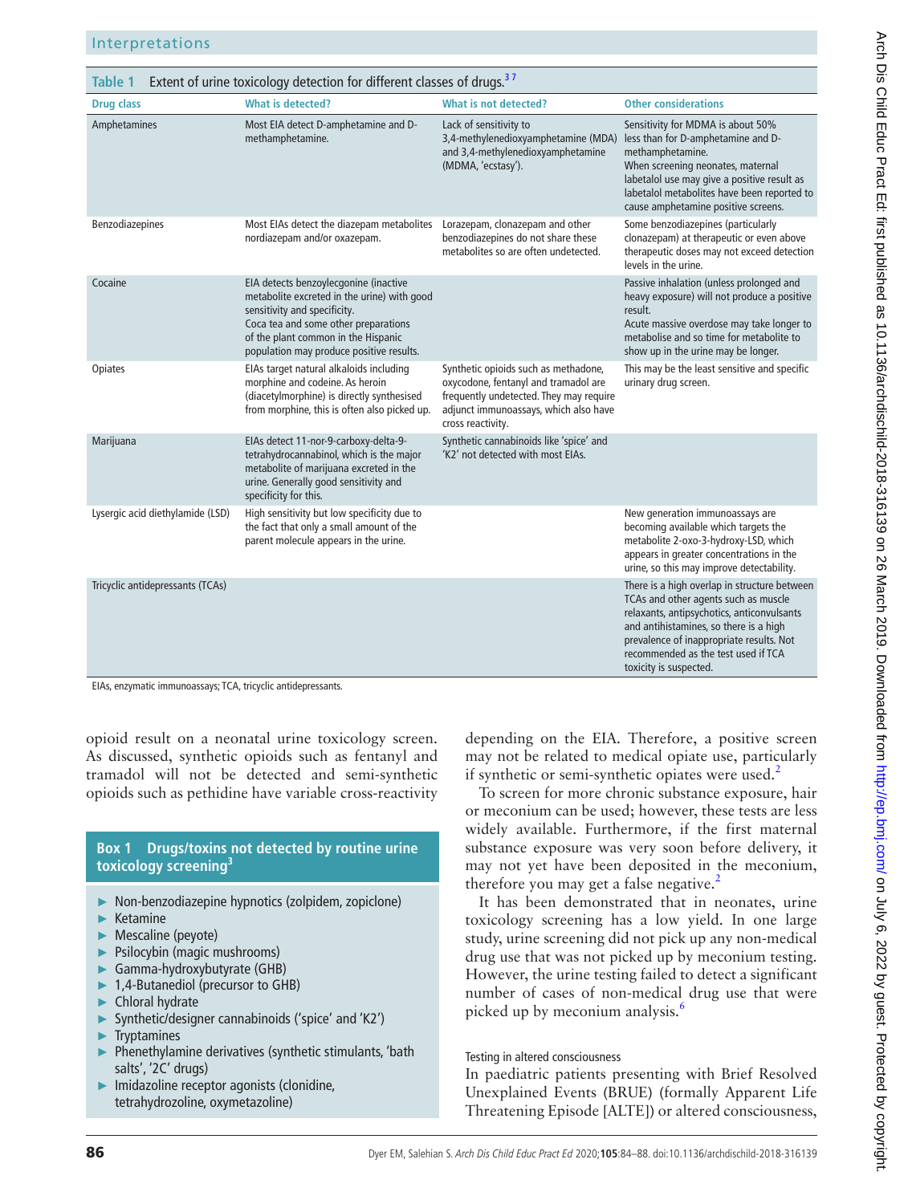**Table 1** Extent of urine toxicology detection for different classes of drugs.[3,7]

| Drug class | What is detected? | What is not detected? | Other considerations |
|---|---|---|---|
| Amphetamines | Most EIA detect D-amphetamine and D-methamphetamine. | Lack of sensitivity to 3,4-methylenedioxyamphetamine (MDA) and 3,4-methylenedioxyamphetamine (MDMA, 'ecstasy'). | Sensitivity for MDMA is about 50% less than for D-amphetamine and D-methamphetamine. When screening neonates, maternal labetalol use may give a positive result as labetalol metabolites have been reported to cause amphetamine positive screens. |
| Benzodiazepines | Most EIAs detect the diazepam metabolites nordiazepam and/or oxazepam. | Lorazepam, clonazepam and other benzodiazepines do not share these metabolites so are often undetected. | Some benzodiazepines (particularly clonazepam) at therapeutic or even above therapeutic doses may not exceed detection levels in the urine. |
| Cocaine | EIA detects benzoylecgonine (inactive metabolite excreted in the urine) with good sensitivity and specificity. Coca tea and some other preparations of the plant common in the Hispanic population may produce positive results. | | Passive inhalation (unless prolonged and heavy exposure) will not produce a positive result. Acute massive overdose may take longer to metabolise and so time for metabolite to show up in the urine may be longer. |
| Opiates | EIAs target natural alkaloids including morphine and codeine. As heroin (diacetylmorphine) is directly synthesised from morphine, this is often also picked up. | Synthetic opioids such as methadone, oxycodone, fentanyl and tramadol are frequently undetected. They may require adjunct immunoassays, which also have cross reactivity. | This may be the least sensitive and specific urinary drug screen. |
| Marijuana | EIAs detect 11-nor-9-carboxy-delta-9-tetrahydrocannabinol, which is the major metabolite of marijuana excreted in the urine. Generally good sensitivity and specificity for this. | Synthetic cannabinoids like 'spice' and 'K2' not detected with most EIAs. | |
| Lysergic acid diethylamide (LSD) | High sensitivity but low specificity due to the fact that only a small amount of the parent molecule appears in the urine. | | New generation immunoassays are becoming available which targets the metabolite 2-oxo-3-hydroxy-LSD, which appears in greater concentrations in the urine, so this may improve detectability. |
| Tricyclic antidepressants (TCAs) | | | There is a high overlap in structure between TCAs and other agents such as muscle relaxants, antipsychotics, anticonvulsants and antihistamines, so there is a high prevalence of inappropriate results. Not recommended as the test used if TCA toxicity is suspected. |

EIAs, enzymatic immunoassays; TCA, tricyclic antidepressants.

opioid result on a neonatal urine toxicology screen. As discussed, synthetic opioids such as fentanyl and tramadol will not be detected and semi-synthetic opioids such as pethidine have variable cross-reactivity depending on the EIA. Therefore, a positive screen may not be related to medical opiate use, particularly if synthetic or semi-synthetic opiates were used.[2]

To screen for more chronic substance exposure, hair or meconium can be used; however, these tests are less widely available. Furthermore, if the first maternal substance exposure was very soon before delivery, it may not yet have been deposited in the meconium, therefore you may get a false negative.[2]

It has been demonstrated that in neonates, urine toxicology screening has a low yield. In one large study, urine screening did not pick up any non-medical drug use that was not picked up by meconium testing. However, the urine testing failed to detect a significant number of cases of non-medical drug use that were picked up by meconium analysis.[6]

**Box 1 Drugs/toxins not detected by routine urine toxicology screening[3]**

- Non-benzodiazepine hypnotics (zolpidem, zopiclone)
- Ketamine
- Mescaline (peyote)
- Psilocybin (magic mushrooms)
- Gamma-hydroxybutyrate (GHB)
- 1,4-Butanediol (precursor to GHB)
- Chloral hydrate
- Synthetic/designer cannabinoids ('spice' and 'K2')
- Tryptamines
- Phenethylamine derivatives (synthetic stimulants, 'bath salts', '2C' drugs)
- Imidazoline receptor agonists (clonidine, tetrahydrozoline, oxymetazoline)

### Testing in altered consciousness

In paediatric patients presenting with Brief Resolved Unexplained Events (BRUE) (formally Apparent Life Threatening Episode [ALTE]) or altered consciousness,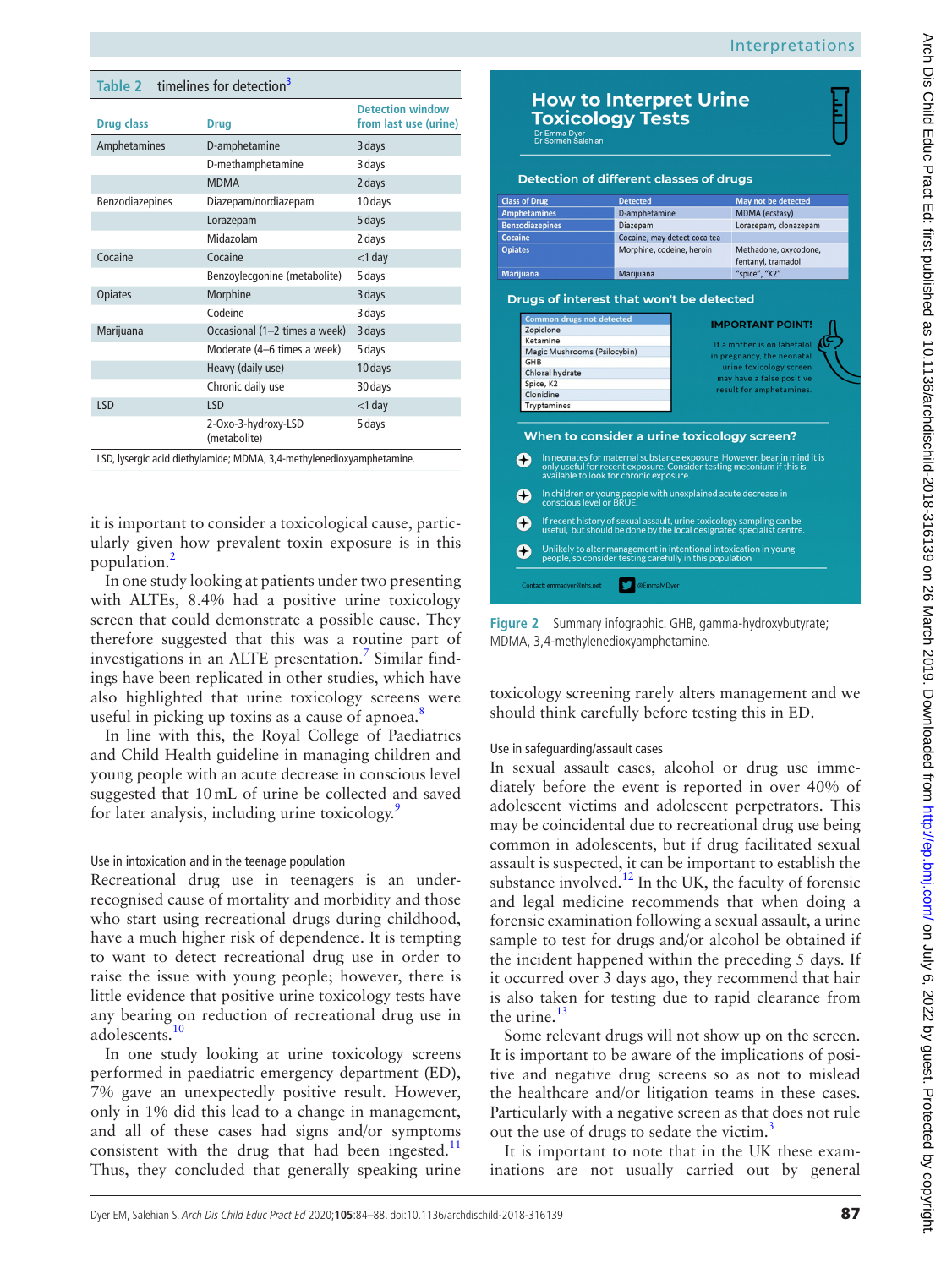**Table 2** timelines for detection[3]

| Drug class | Drug | Detection window from last use (urine) |
|---|---|---|
| Amphetamines | D-amphetamine | 3 days |
| | D-methamphetamine | 3 days |
| | MDMA | 2 days |
| Benzodiazepines | Diazepam/nordiazepam | 10 days |
| | Lorazepam | 5 days |
| | Midazolam | 2 days |
| Cocaine | Cocaine | <1 day |
| | Benzoylecgonine (metabolite) | 5 days |
| Opiates | Morphine | 3 days |
| | Codeine | 3 days |
| Marijuana | Occasional (1–2 times a week) | 3 days |
| | Moderate (4–6 times a week) | 5 days |
| | Heavy (daily use) | 10 days |
| | Chronic daily use | 30 days |
| LSD | LSD | <1 day |
| | 2-Oxo-3-hydroxy-LSD (metabolite) | 5 days |

LSD, lysergic acid diethylamide; MDMA, 3,4-methylenedioxyamphetamine.

it is important to consider a toxicological cause, particularly given how prevalent toxin exposure is in this population.[2]

In one study looking at patients under two presenting with ALTEs, 8.4% had a positive urine toxicology screen that could demonstrate a possible cause. They therefore suggested that this was a routine part of investigations in an ALTE presentation.[7] Similar findings have been replicated in other studies, which have also highlighted that urine toxicology screens were useful in picking up toxins as a cause of apnoea.[8]

In line with this, the Royal College of Paediatrics and Child Health guideline in managing children and young people with an acute decrease in conscious level suggested that 10 mL of urine be collected and saved for later analysis, including urine toxicology.[9]

### Use in intoxication and in the teenage population

Recreational drug use in teenagers is an under-recognised cause of mortality and morbidity and those who start using recreational drugs during childhood, have a much higher risk of dependence. It is tempting to want to detect recreational drug use in order to raise the issue with young people; however, there is little evidence that positive urine toxicology tests have any bearing on reduction of recreational drug use in adolescents.[10]

In one study looking at urine toxicology screens performed in paediatric emergency department (ED), 7% gave an unexpectedly positive result. However, only in 1% did this lead to a change in management, and all of these cases had signs and/or symptoms consistent with the drug that had been ingested.[11] Thus, they concluded that generally speaking urine toxicology screening rarely alters management and we should think carefully before testing this in ED.

## How to Interpret Urine Toxicology Tests

Dr Emma Dyer
Dr Sormeh Salehian

### Detection of different classes of drugs

| Class of Drug | Detected | May not be detected |
|---|---|---|
| Amphetamines | D-amphetamine | MDMA (ecstasy) |
| Benzodiazepines | Diazepam | Lorazepam, clonazepam |
| Cocaine | Cocaine, may detect coca tea | |
| Opiates | Morphine, codeine, heroin | Methadone, oxycodone, fentanyl, tramadol |
| Marijuana | Marijuana | "spice", "K2" |

### Drugs of interest that won't be detected

| Common drugs not detected |
|---|
| Zopiclone |
| Ketamine |
| Magic Mushrooms (Psilocybin) |
| GHB |
| Chloral hydrate |
| Spice, K2 |
| Clonidine |
| Tryptamines |

**IMPORTANT POINT!** If a mother is on labetalol in pregnancy, the neonatal urine toxicology screen may have a false positive result for amphetamines.

### When to consider a urine toxicology screen?

- In neonates for maternal substance exposure. However, bear in mind it is only useful for recent exposure. Consider testing meconium if this is available to look for chronic exposure.
- In children or young people with unexplained acute decrease in conscious level or BRUE.
- If recent history of sexual assault, urine toxicology sampling can be useful, but should be done by the local designated specialist centre.
- Unlikely to alter management in intentional intoxication in young people, so consider testing carefully in this population

Contact: emmadyer@nhs.net @EmmaMDyer

**Figure 2** Summary infographic. GHB, gamma-hydroxybutyrate; MDMA, 3,4-methylenedioxyamphetamine.

### Use in safeguarding/assault cases

In sexual assault cases, alcohol or drug use immediately before the event is reported in over 40% of adolescent victims and adolescent perpetrators. This may be coincidental due to recreational drug use being common in adolescents, but if drug facilitated sexual assault is suspected, it can be important to establish the substance involved.[12] In the UK, the faculty of forensic and legal medicine recommends that when doing a forensic examination following a sexual assault, a urine sample to test for drugs and/or alcohol be obtained if the incident happened within the preceding 5 days. If it occurred over 3 days ago, they recommend that hair is also taken for testing due to rapid clearance from the urine.[13]

Some relevant drugs will not show up on the screen. It is important to be aware of the implications of positive and negative drug screens so as not to mislead the healthcare and/or litigation teams in these cases. Particularly with a negative screen as that does not rule out the use of drugs to sedate the victim.[3]

It is important to note that in the UK these examinations are not usually carried out by general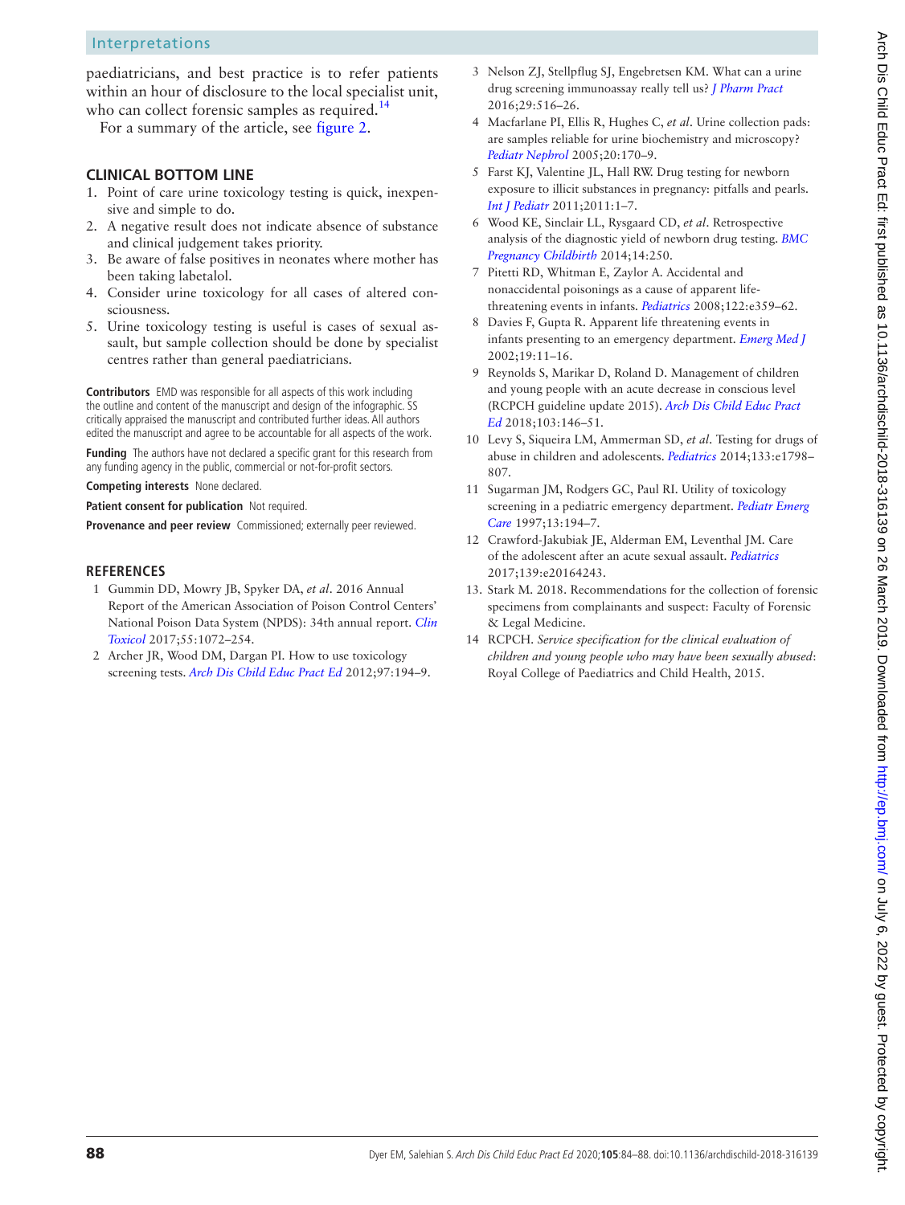paediatricians, and best practice is to refer patients within an hour of disclosure to the local specialist unit, who can collect forensic samples as required.[14]

For a summary of the article, see figure 2.

## CLINICAL BOTTOM LINE

1. Point of care urine toxicology testing is quick, inexpensive and simple to do.
2. A negative result does not indicate absence of substance and clinical judgement takes priority.
3. Be aware of false positives in neonates where mother has been taking labetalol.
4. Consider urine toxicology for all cases of altered consciousness.
5. Urine toxicology testing is useful is cases of sexual assault, but sample collection should be done by specialist centres rather than general paediatricians.

**Contributors** EMD was responsible for all aspects of this work including the outline and content of the manuscript and design of the infographic. SS critically appraised the manuscript and contributed further ideas. All authors edited the manuscript and agree to be accountable for all aspects of the work.

**Funding** The authors have not declared a specific grant for this research from any funding agency in the public, commercial or not-for-profit sectors.

**Competing interests** None declared.

**Patient consent for publication** Not required.

**Provenance and peer review** Commissioned; externally peer reviewed.

## REFERENCES

1. Gummin DD, Mowry JB, Spyker DA, *et al*. 2016 Annual Report of the American Association of Poison Control Centers' National Poison Data System (NPDS): 34th annual report. *Clin Toxicol* 2017;55:1072–254.
2. Archer JR, Wood DM, Dargan PI. How to use toxicology screening tests. *Arch Dis Child Educ Pract Ed* 2012;97:194–9.
3. Nelson ZJ, Stellpflug SJ, Engebretsen KM. What can a urine drug screening immunoassay really tell us? *J Pharm Pract* 2016;29:516–26.
4. Macfarlane PI, Ellis R, Hughes C, *et al*. Urine collection pads: are samples reliable for urine biochemistry and microscopy? *Pediatr Nephrol* 2005;20:170–9.
5. Farst KJ, Valentine JL, Hall RW. Drug testing for newborn exposure to illicit substances in pregnancy: pitfalls and pearls. *Int J Pediatr* 2011;2011:1–7.
6. Wood KE, Sinclair LL, Rysgaard CD, *et al*. Retrospective analysis of the diagnostic yield of newborn drug testing. *BMC Pregnancy Childbirth* 2014;14:250.
7. Pitetti RD, Whitman E, Zaylor A. Accidental and nonaccidental poisonings as a cause of apparent life-threatening events in infants. *Pediatrics* 2008;122:e359–62.
8. Davies F, Gupta R. Apparent life threatening events in infants presenting to an emergency department. *Emerg Med J* 2002;19:11–16.
9. Reynolds S, Marikar D, Roland D. Management of children and young people with an acute decrease in conscious level (RCPCH guideline update 2015). *Arch Dis Child Educ Pract Ed* 2018;103:146–51.
10. Levy S, Siqueira LM, Ammerman SD, *et al*. Testing for drugs of abuse in children and adolescents. *Pediatrics* 2014;133:e1798–807.
11. Sugarman JM, Rodgers GC, Paul RI. Utility of toxicology screening in a pediatric emergency department. *Pediatr Emerg Care* 1997;13:194–7.
12. Crawford-Jakubiak JE, Alderman EM, Leventhal JM. Care of the adolescent after an acute sexual assault. *Pediatrics* 2017;139:e20164243.
13. Stark M. 2018. Recommendations for the collection of forensic specimens from complainants and suspect: Faculty of Forensic & Legal Medicine.
14. RCPCH. *Service specification for the clinical evaluation of children and young people who may have been sexually abused*: Royal College of Paediatrics and Child Health, 2015.